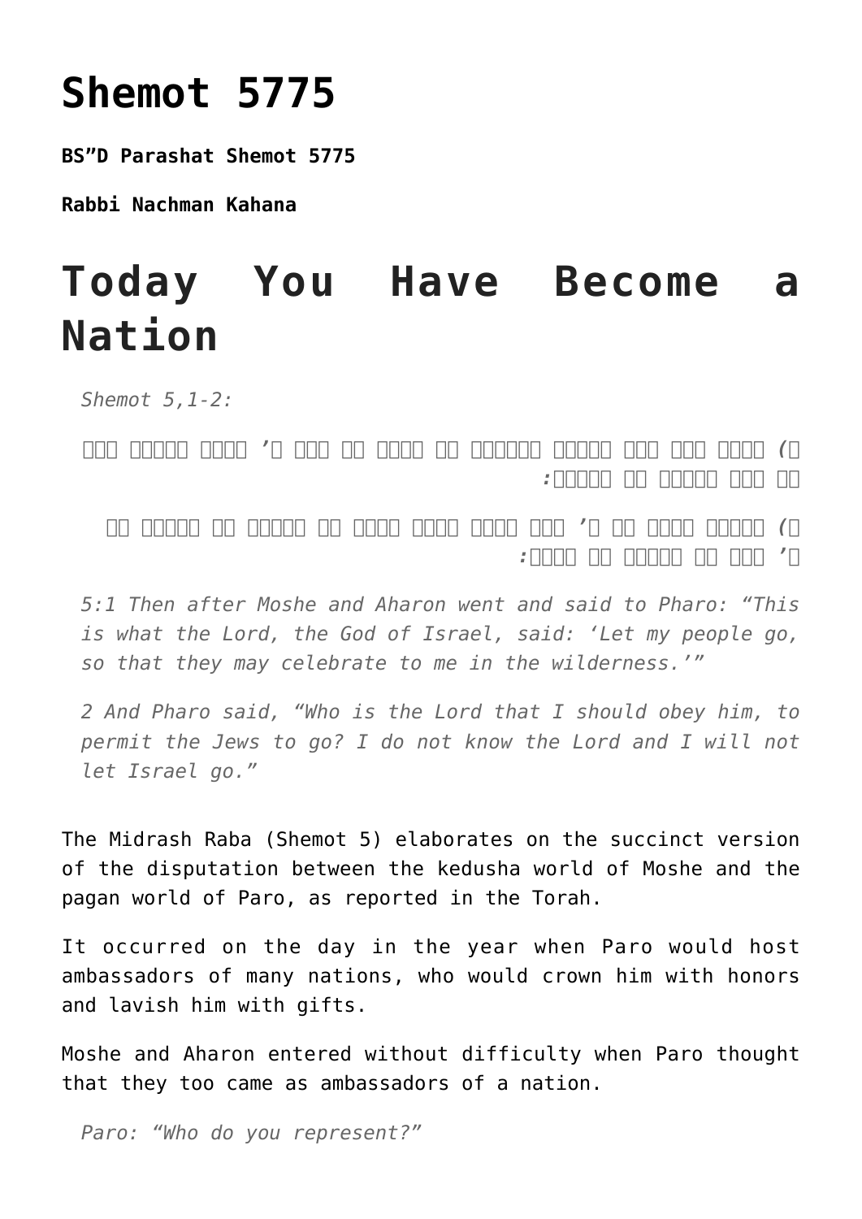# Shemot 5775

**BS"D Parashat Shemot 5775**

**Rabbi Nachman Kahana**

# Today You Have Become a Nation

*Shemot 5,1-2:*

□□□ □□□□□□ □□□□□ ’□ □□□ □□ □□□□ □□ □□□□□□□ □□□□□□ □□□ □□□ □□□□ (□
□□ □□□ □□□□□□ □□ □□□□□□:

□□ □□□□□□ □□ □□□□□□ □□ □□□□ □□□□□ □□□□□ □□□ ’□ □□ □□□□ □□□□□□ (□
’□ □□□ □□ □□□□□□ □□ □□□□:

*5:1 Then after Moshe and Aharon went and said to Pharo: "This is what the Lord, the God of Israel, said: 'Let my people go, so that they may celebrate to me in the wilderness.'"*

*2 And Pharo said, "Who is the Lord that I should obey him, to permit the Jews to go? I do not know the Lord and I will not let Israel go."*

The Midrash Raba (Shemot 5) elaborates on the succinct version of the disputation between the kedusha world of Moshe and the pagan world of Paro, as reported in the Torah.

It occurred on the day in the year when Paro would host ambassadors of many nations, who would crown him with honors and lavish him with gifts.

Moshe and Aharon entered without difficulty when Paro thought that they too came as ambassadors of a nation.

*Paro: "Who do you represent?"*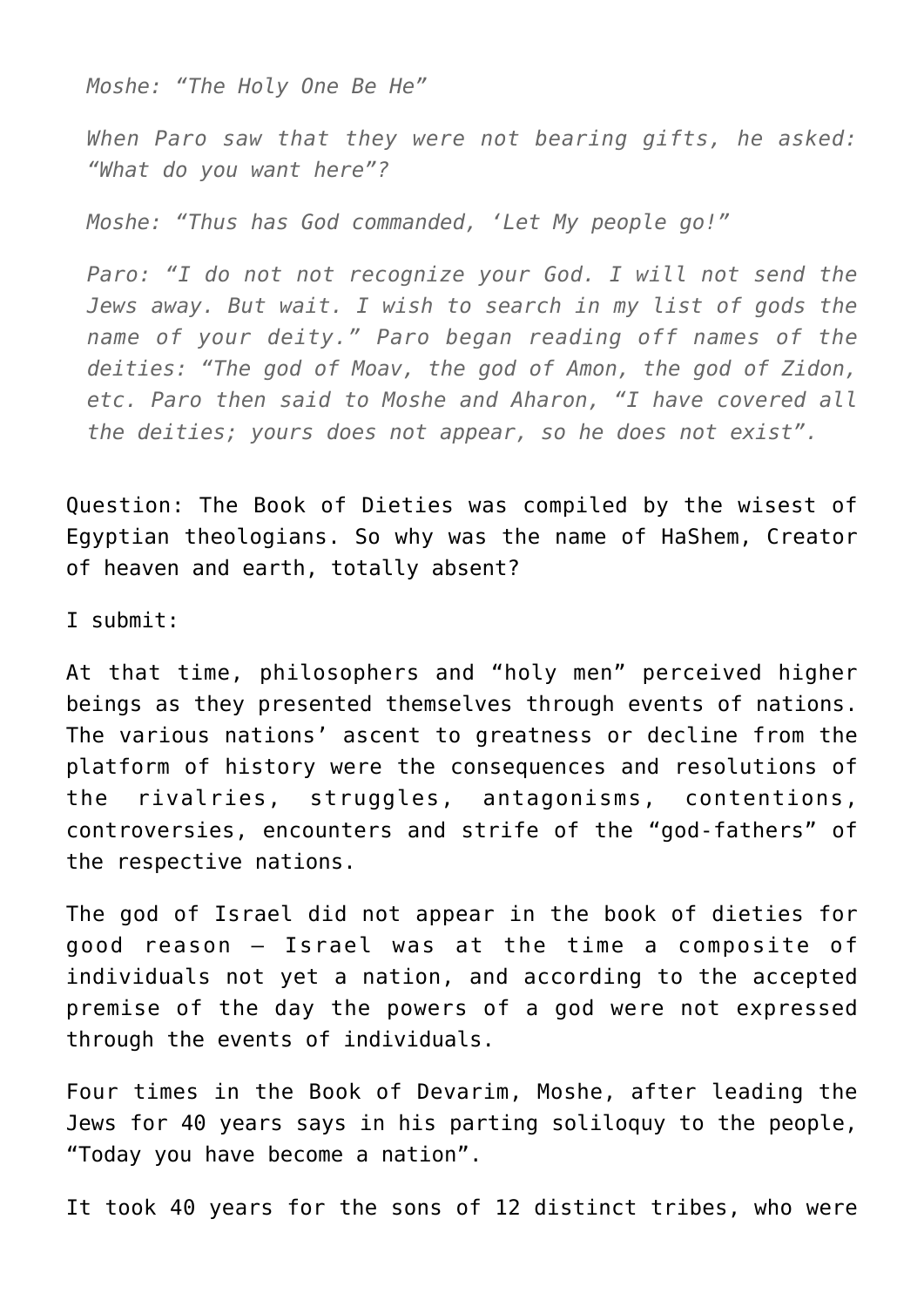*Moshe: "The Holy One Be He"*

*When Paro saw that they were not bearing gifts, he asked: "What do you want here"?*

*Moshe: "Thus has God commanded, 'Let My people go!"*

*Paro: "I do not not recognize your God. I will not send the Jews away. But wait. I wish to search in my list of gods the name of your deity." Paro began reading off names of the deities: "The god of Moav, the god of Amon, the god of Zidon, etc. Paro then said to Moshe and Aharon, "I have covered all the deities; yours does not appear, so he does not exist".*

Question: The Book of Dieties was compiled by the wisest of Egyptian theologians. So why was the name of HaShem, Creator of heaven and earth, totally absent?

I submit:

At that time, philosophers and "holy men" perceived higher beings as they presented themselves through events of nations. The various nations' ascent to greatness or decline from the platform of history were the consequences and resolutions of the rivalries, struggles, antagonisms, contentions, controversies, encounters and strife of the "god-fathers" of the respective nations.

The god of Israel did not appear in the book of dieties for good reason – Israel was at the time a composite of individuals not yet a nation, and according to the accepted premise of the day the powers of a god were not expressed through the events of individuals.

Four times in the Book of Devarim, Moshe, after leading the Jews for 40 years says in his parting soliloquy to the people, "Today you have become a nation".

It took 40 years for the sons of 12 distinct tribes, who were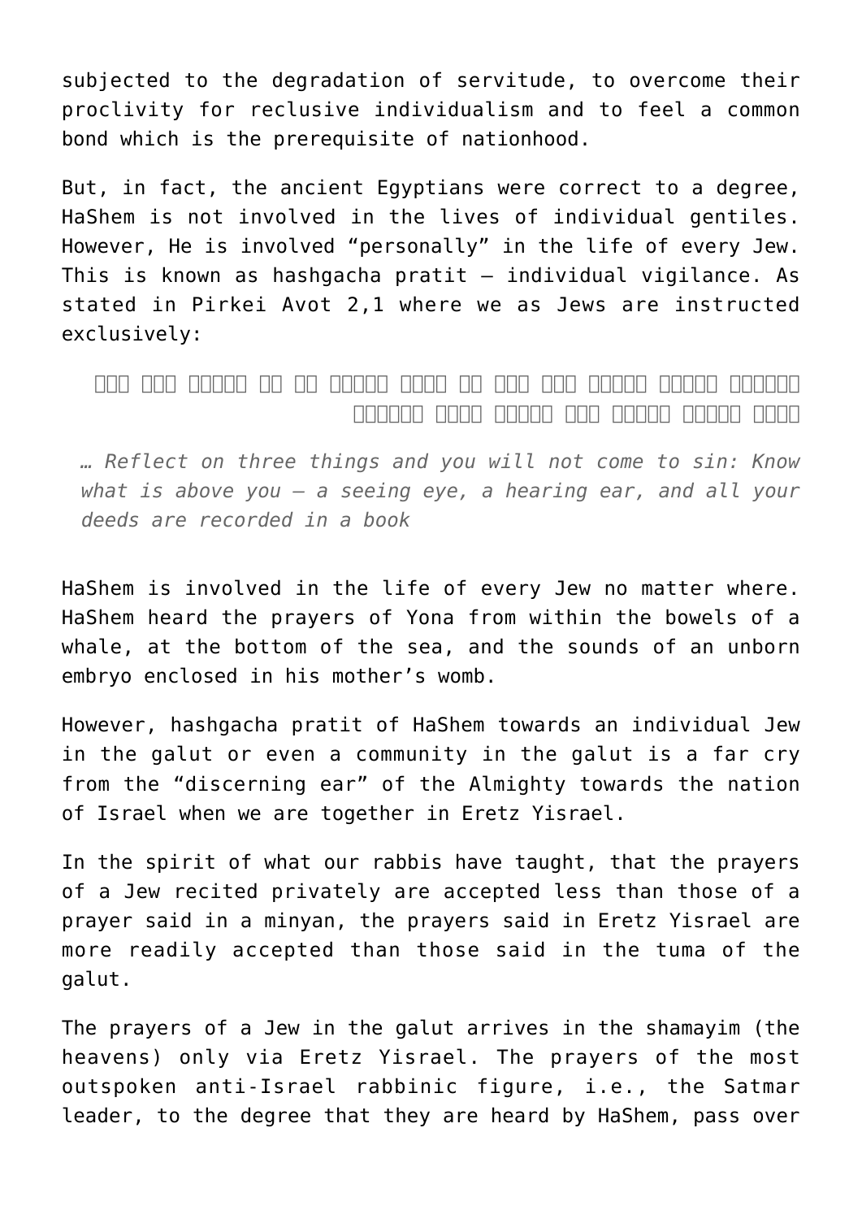subjected to the degradation of servitude, to overcome their proclivity for reclusive individualism and to feel a common bond which is the prerequisite of nationhood.

But, in fact, the ancient Egyptians were correct to a degree, HaShem is not involved in the lives of individual gentiles. However, He is involved "personally" in the life of every Jew. This is known as hashgacha pratit – individual vigilance. As stated in Pirkei Avot 2,1 where we as Jews are instructed exclusively:

> □□□ □□□ □□□□□ □□ □□ □□□□□ □□□□ □□ □□□ □□□ □□□□□ □□□□□ □□□□□□ □□□□ □□□□□ □□□□□ □□□ □□□□□ □□□□□ □□□□□□
>
> *… Reflect on three things and you will not come to sin: Know what is above you – a seeing eye, a hearing ear, and all your deeds are recorded in a book*

HaShem is involved in the life of every Jew no matter where. HaShem heard the prayers of Yona from within the bowels of a whale, at the bottom of the sea, and the sounds of an unborn embryo enclosed in his mother's womb.

However, hashgacha pratit of HaShem towards an individual Jew in the galut or even a community in the galut is a far cry from the "discerning ear" of the Almighty towards the nation of Israel when we are together in Eretz Yisrael.

In the spirit of what our rabbis have taught, that the prayers of a Jew recited privately are accepted less than those of a prayer said in a minyan, the prayers said in Eretz Yisrael are more readily accepted than those said in the tuma of the galut.

The prayers of a Jew in the galut arrives in the shamayim (the heavens) only via Eretz Yisrael. The prayers of the most outspoken anti-Israel rabbinic figure, i.e., the Satmar leader, to the degree that they are heard by HaShem, pass over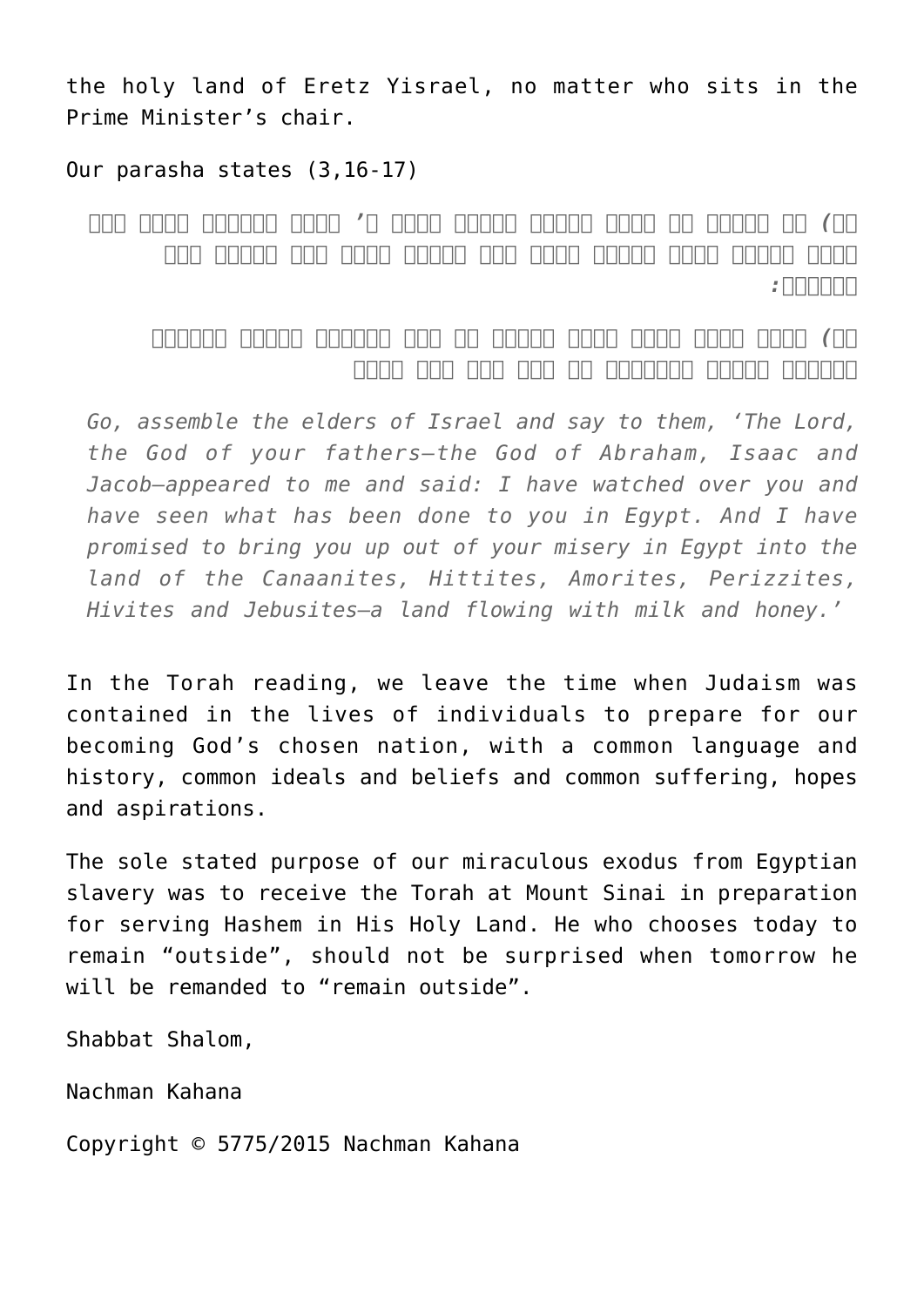the holy land of Eretz Yisrael, no matter who sits in the Prime Minister's chair.

Our parasha states (3,16-17)

> *Go, assemble the elders of Israel and say to them, 'The Lord, the God of your fathers—the God of Abraham, Isaac and Jacob—appeared to me and said: I have watched over you and have seen what has been done to you in Egypt. And I have promised to bring you up out of your misery in Egypt into the land of the Canaanites, Hittites, Amorites, Perizzites, Hivites and Jebusites—a land flowing with milk and honey.'*

In the Torah reading, we leave the time when Judaism was contained in the lives of individuals to prepare for our becoming God's chosen nation, with a common language and history, common ideals and beliefs and common suffering, hopes and aspirations.

The sole stated purpose of our miraculous exodus from Egyptian slavery was to receive the Torah at Mount Sinai in preparation for serving Hashem in His Holy Land. He who chooses today to remain "outside", should not be surprised when tomorrow he will be remanded to "remain outside".

Shabbat Shalom,

Nachman Kahana

Copyright © 5775/2015 Nachman Kahana